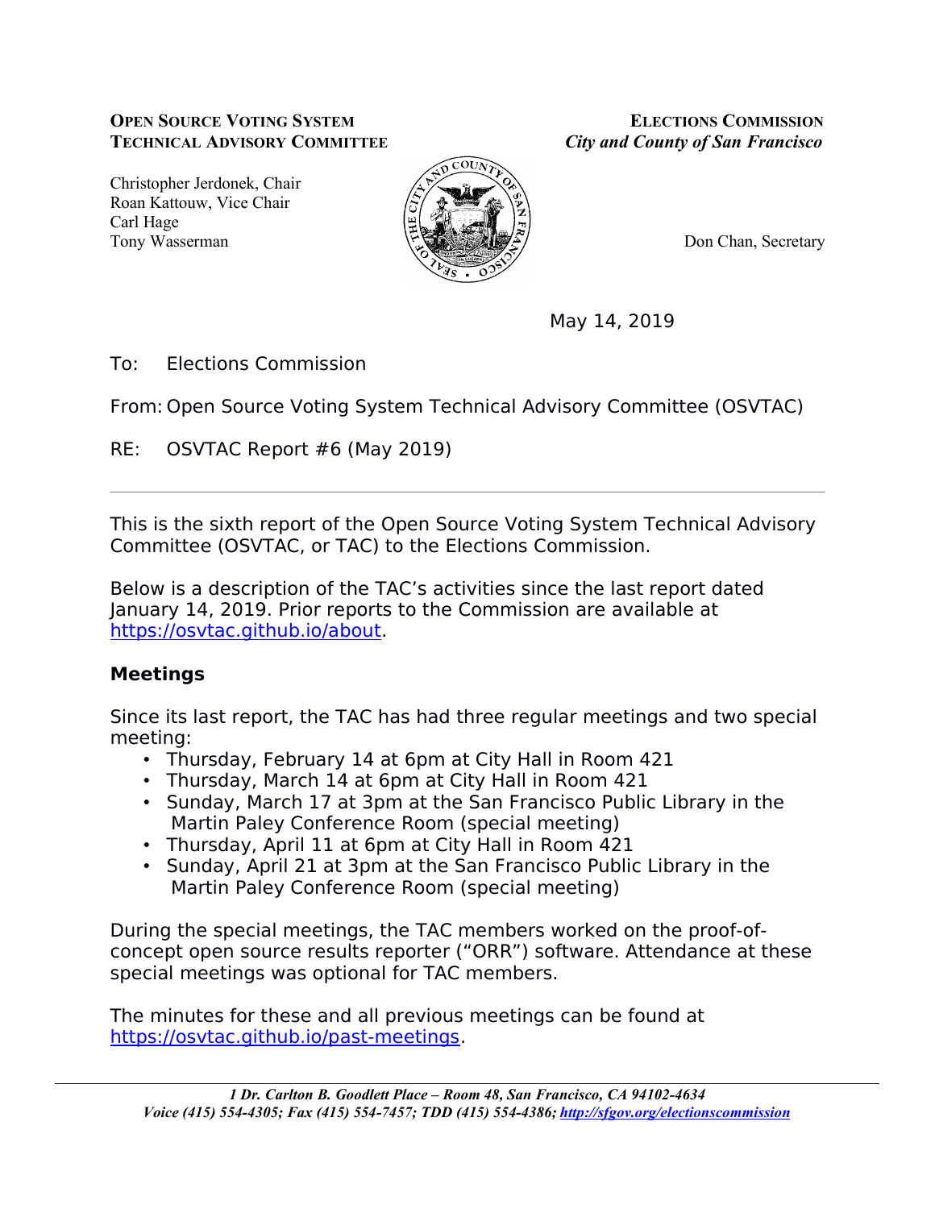**OPEN SOURCE VOTING SYSTEM TECHNICAL ADVISORY COMMITTEE**

Christopher Jerdonek, Chair
Roan Kattouw, Vice Chair
Carl Hage
Tony Wasserman

**ELECTIONS COMMISSION**
***City and County of San Francisco***

Don Chan, Secretary

May 14, 2019

To: Elections Commission

From: Open Source Voting System Technical Advisory Committee (OSVTAC)

RE: OSVTAC Report #6 (May 2019)

---

This is the sixth report of the Open Source Voting System Technical Advisory Committee (OSVTAC, or TAC) to the Elections Commission.

Below is a description of the TAC's activities since the last report dated January 14, 2019. Prior reports to the Commission are available at https://osvtac.github.io/about.

**Meetings**

Since its last report, the TAC has had three regular meetings and two special meeting:

- Thursday, February 14 at 6pm at City Hall in Room 421
- Thursday, March 14 at 6pm at City Hall in Room 421
- Sunday, March 17 at 3pm at the San Francisco Public Library in the Martin Paley Conference Room (special meeting)
- Thursday, April 11 at 6pm at City Hall in Room 421
- Sunday, April 21 at 3pm at the San Francisco Public Library in the Martin Paley Conference Room (special meeting)

During the special meetings, the TAC members worked on the proof-of-concept open source results reporter ("ORR") software. Attendance at these special meetings was optional for TAC members.

The minutes for these and all previous meetings can be found at https://osvtac.github.io/past-meetings.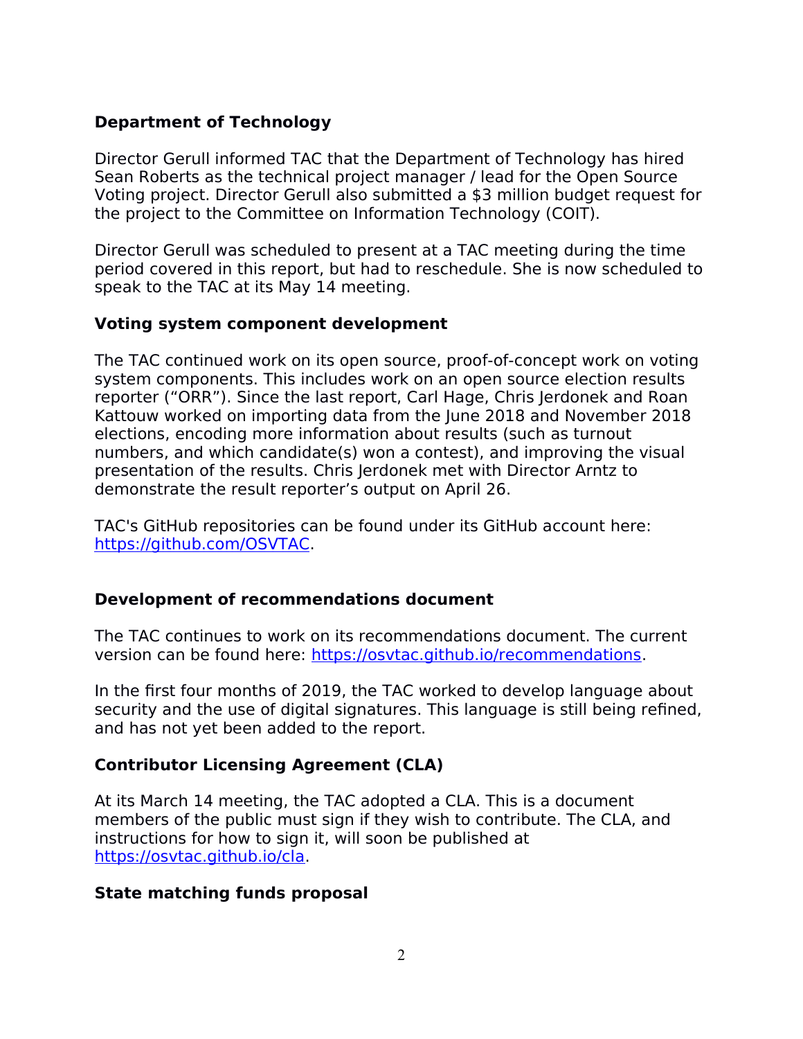**Department of Technology**

Director Gerull informed TAC that the Department of Technology has hired Sean Roberts as the technical project manager / lead for the Open Source Voting project. Director Gerull also submitted a $3 million budget request for the project to the Committee on Information Technology (COIT).

Director Gerull was scheduled to present at a TAC meeting during the time period covered in this report, but had to reschedule. She is now scheduled to speak to the TAC at its May 14 meeting.

**Voting system component development**

The TAC continued work on its open source, proof-of-concept work on voting system components. This includes work on an open source election results reporter (“ORR”). Since the last report, Carl Hage, Chris Jerdonek and Roan Kattouw worked on importing data from the June 2018 and November 2018 elections, encoding more information about results (such as turnout numbers, and which candidate(s) won a contest), and improving the visual presentation of the results. Chris Jerdonek met with Director Arntz to demonstrate the result reporter’s output on April 26.

TAC's GitHub repositories can be found under its GitHub account here: https://github.com/OSVTAC.

**Development of recommendations document**

The TAC continues to work on its recommendations document. The current version can be found here: https://osvtac.github.io/recommendations.

In the first four months of 2019, the TAC worked to develop language about security and the use of digital signatures. This language is still being refined, and has not yet been added to the report.

**Contributor Licensing Agreement (CLA)**

At its March 14 meeting, the TAC adopted a CLA. This is a document members of the public must sign if they wish to contribute. The CLA, and instructions for how to sign it, will soon be published at https://osvtac.github.io/cla.

**State matching funds proposal**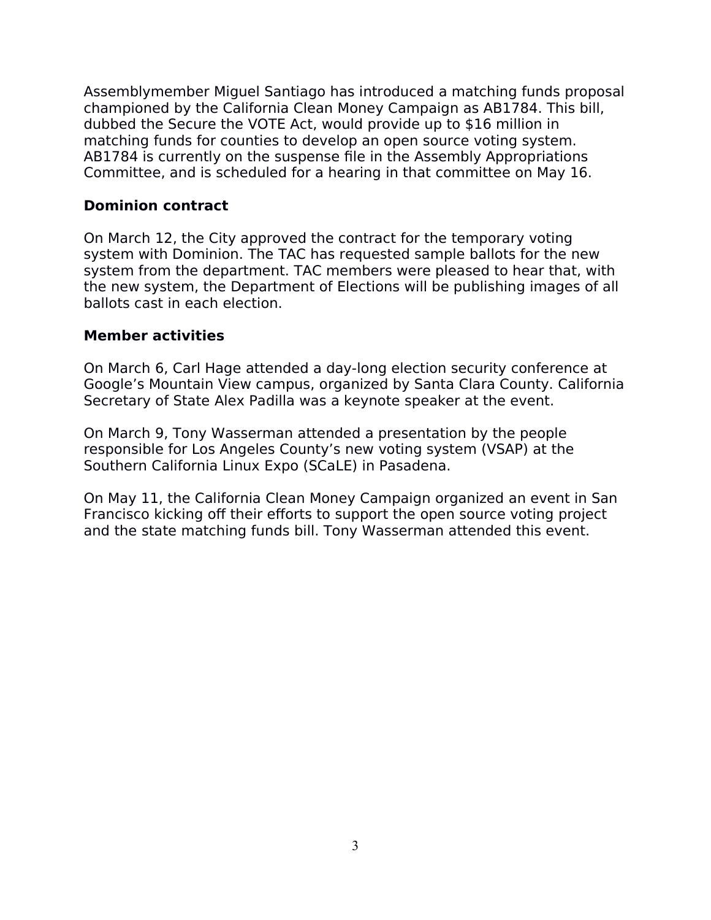Assemblymember Miguel Santiago has introduced a matching funds proposal championed by the California Clean Money Campaign as AB1784. This bill, dubbed the Secure the VOTE Act, would provide up to $16 million in matching funds for counties to develop an open source voting system. AB1784 is currently on the suspense file in the Assembly Appropriations Committee, and is scheduled for a hearing in that committee on May 16.

**Dominion contract**

On March 12, the City approved the contract for the temporary voting system with Dominion. The TAC has requested sample ballots for the new system from the department. TAC members were pleased to hear that, with the new system, the Department of Elections will be publishing images of all ballots cast in each election.

**Member activities**

On March 6, Carl Hage attended a day-long election security conference at Google's Mountain View campus, organized by Santa Clara County. California Secretary of State Alex Padilla was a keynote speaker at the event.

On March 9, Tony Wasserman attended a presentation by the people responsible for Los Angeles County's new voting system (VSAP) at the Southern California Linux Expo (SCaLE) in Pasadena.

On May 11, the California Clean Money Campaign organized an event in San Francisco kicking off their efforts to support the open source voting project and the state matching funds bill. Tony Wasserman attended this event.